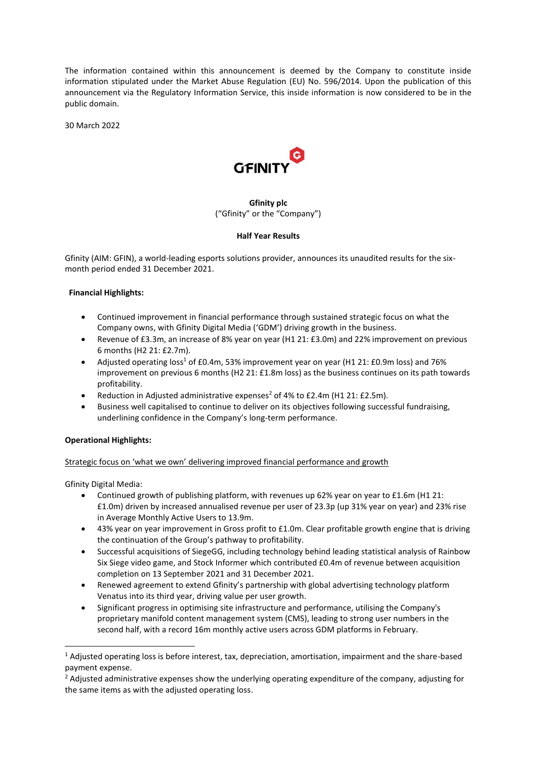The information contained within this announcement is deemed by the Company to constitute inside information stipulated under the Market Abuse Regulation (EU) No. 596/2014. Upon the publication of this announcement via the Regulatory Information Service, this inside information is now considered to be in the public domain.

30 March 2022

**Gfinity plc**
("Gfinity" or the "Company")

**Half Year Results**

Gfinity (AIM: GFIN), a world-leading esports solutions provider, announces its unaudited results for the six-month period ended 31 December 2021.

**Financial Highlights:**

- Continued improvement in financial performance through sustained strategic focus on what the Company owns, with Gfinity Digital Media ('GDM') driving growth in the business.
- Revenue of £3.3m, an increase of 8% year on year (H1 21: £3.0m) and 22% improvement on previous 6 months (H2 21: £2.7m).
- Adjusted operating loss[1] of £0.4m, 53% improvement year on year (H1 21: £0.9m loss) and 76% improvement on previous 6 months (H2 21: £1.8m loss) as the business continues on its path towards profitability.
- Reduction in Adjusted administrative expenses[2] of 4% to £2.4m (H1 21: £2.5m).
- Business well capitalised to continue to deliver on its objectives following successful fundraising, underlining confidence in the Company's long-term performance.

**Operational Highlights:**

Strategic focus on 'what we own' delivering improved financial performance and growth

Gfinity Digital Media:

- Continued growth of publishing platform, with revenues up 62% year on year to £1.6m (H1 21: £1.0m) driven by increased annualised revenue per user of 23.3p (up 31% year on year) and 23% rise in Average Monthly Active Users to 13.9m.
- 43% year on year improvement in Gross profit to £1.0m. Clear profitable growth engine that is driving the continuation of the Group's pathway to profitability.
- Successful acquisitions of SiegeGG, including technology behind leading statistical analysis of Rainbow Six Siege video game, and Stock Informer which contributed £0.4m of revenue between acquisition completion on 13 September 2021 and 31 December 2021.
- Renewed agreement to extend Gfinity's partnership with global advertising technology platform Venatus into its third year, driving value per user growth.
- Significant progress in optimising site infrastructure and performance, utilising the Company's proprietary manifold content management system (CMS), leading to strong user numbers in the second half, with a record 16m monthly active users across GDM platforms in February.

[1] Adjusted operating loss is before interest, tax, depreciation, amortisation, impairment and the share-based payment expense.

[2] Adjusted administrative expenses show the underlying operating expenditure of the company, adjusting for the same items as with the adjusted operating loss.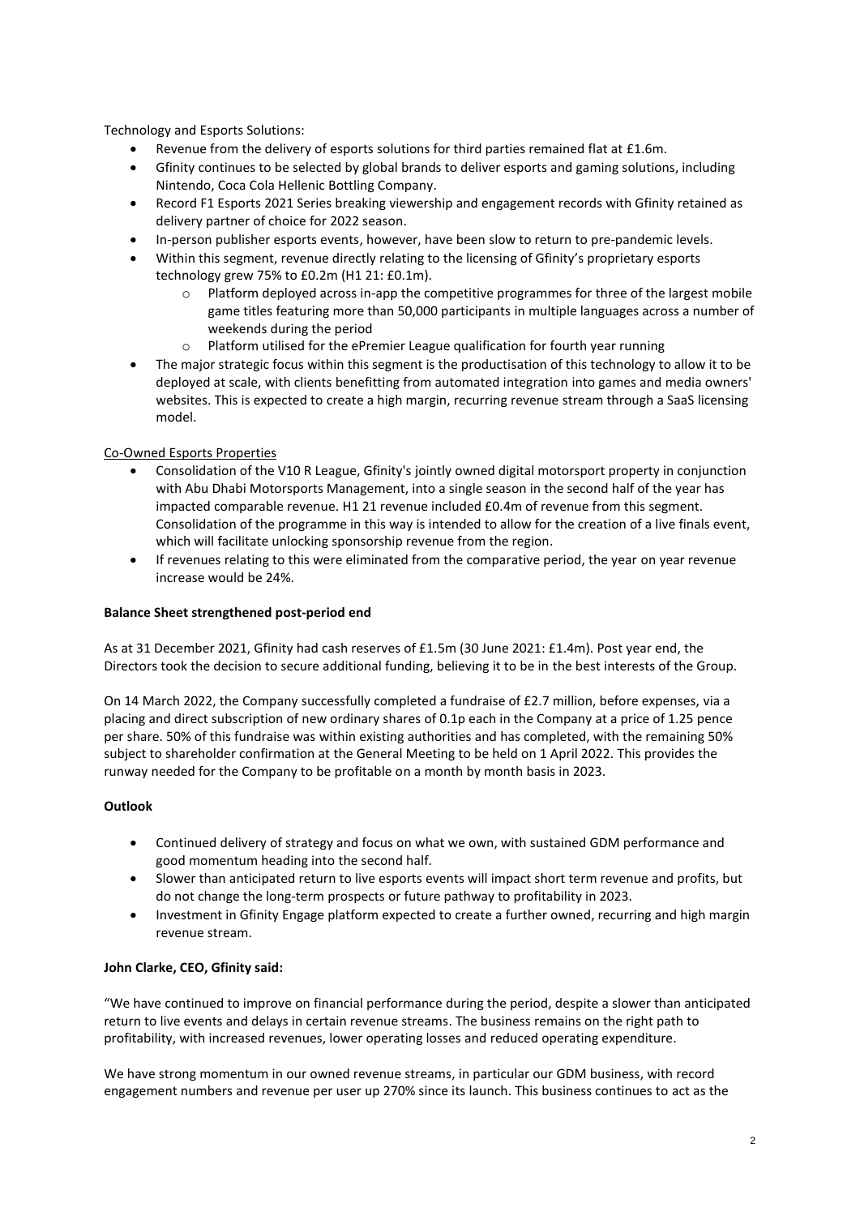Technology and Esports Solutions:

- Revenue from the delivery of esports solutions for third parties remained flat at £1.6m.
- Gfinity continues to be selected by global brands to deliver esports and gaming solutions, including Nintendo, Coca Cola Hellenic Bottling Company.
- Record F1 Esports 2021 Series breaking viewership and engagement records with Gfinity retained as delivery partner of choice for 2022 season.
- In-person publisher esports events, however, have been slow to return to pre-pandemic levels.
- Within this segment, revenue directly relating to the licensing of Gfinity's proprietary esports technology grew 75% to £0.2m (H1 21: £0.1m).
    - Platform deployed across in-app the competitive programmes for three of the largest mobile game titles featuring more than 50,000 participants in multiple languages across a number of weekends during the period
    - Platform utilised for the ePremier League qualification for fourth year running
- The major strategic focus within this segment is the productisation of this technology to allow it to be deployed at scale, with clients benefitting from automated integration into games and media owners' websites. This is expected to create a high margin, recurring revenue stream through a SaaS licensing model.

Co-Owned Esports Properties

- Consolidation of the V10 R League, Gfinity's jointly owned digital motorsport property in conjunction with Abu Dhabi Motorsports Management, into a single season in the second half of the year has impacted comparable revenue. H1 21 revenue included £0.4m of revenue from this segment. Consolidation of the programme in this way is intended to allow for the creation of a live finals event, which will facilitate unlocking sponsorship revenue from the region.
- If revenues relating to this were eliminated from the comparative period, the year on year revenue increase would be 24%.

**Balance Sheet strengthened post-period end**

As at 31 December 2021, Gfinity had cash reserves of £1.5m (30 June 2021: £1.4m). Post year end, the Directors took the decision to secure additional funding, believing it to be in the best interests of the Group.

On 14 March 2022, the Company successfully completed a fundraise of £2.7 million, before expenses, via a placing and direct subscription of new ordinary shares of 0.1p each in the Company at a price of 1.25 pence per share. 50% of this fundraise was within existing authorities and has completed, with the remaining 50% subject to shareholder confirmation at the General Meeting to be held on 1 April 2022. This provides the runway needed for the Company to be profitable on a month by month basis in 2023.

**Outlook**

- Continued delivery of strategy and focus on what we own, with sustained GDM performance and good momentum heading into the second half.
- Slower than anticipated return to live esports events will impact short term revenue and profits, but do not change the long-term prospects or future pathway to profitability in 2023.
- Investment in Gfinity Engage platform expected to create a further owned, recurring and high margin revenue stream.

**John Clarke, CEO, Gfinity said:**

"We have continued to improve on financial performance during the period, despite a slower than anticipated return to live events and delays in certain revenue streams. The business remains on the right path to profitability, with increased revenues, lower operating losses and reduced operating expenditure.

We have strong momentum in our owned revenue streams, in particular our GDM business, with record engagement numbers and revenue per user up 270% since its launch. This business continues to act as the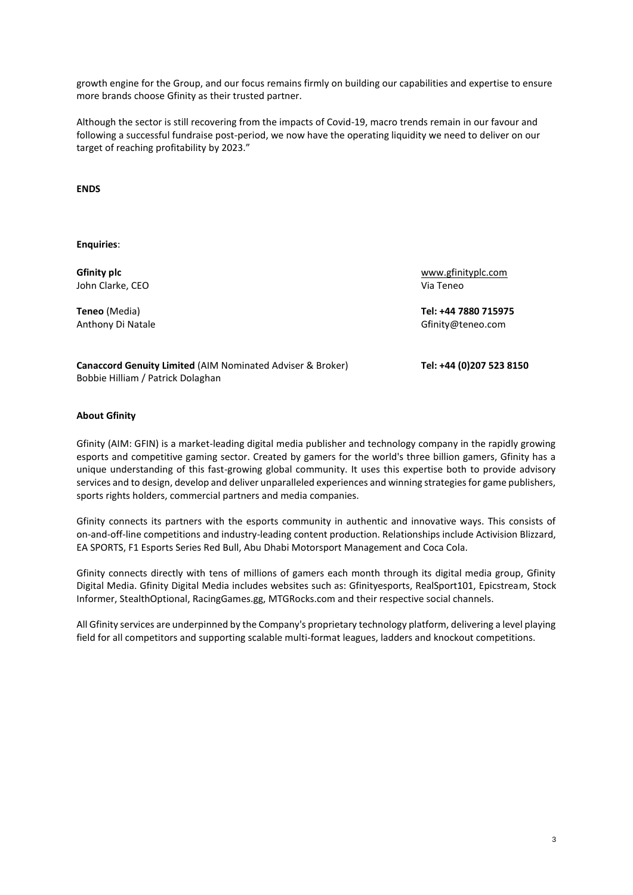growth engine for the Group, and our focus remains firmly on building our capabilities and expertise to ensure more brands choose Gfinity as their trusted partner.

Although the sector is still recovering from the impacts of Covid-19, macro trends remain in our favour and following a successful fundraise post-period, we now have the operating liquidity we need to deliver on our target of reaching profitability by 2023."

**ENDS**

**Enquiries**:

| | |
|---|---|
| **Gfinity plc**<br>John Clarke, CEO | www.gfinityplc.com<br>Via Teneo |
| **Teneo** (Media)<br>Anthony Di Natale | **Tel: +44 7880 715975**<br>Gfinity@teneo.com |
| **Canaccord Genuity Limited** (AIM Nominated Adviser & Broker)<br>Bobbie Hilliam / Patrick Dolaghan | **Tel: +44 (0)207 523 8150** |

**About Gfinity**

Gfinity (AIM: GFIN) is a market-leading digital media publisher and technology company in the rapidly growing esports and competitive gaming sector. Created by gamers for the world's three billion gamers, Gfinity has a unique understanding of this fast-growing global community. It uses this expertise both to provide advisory services and to design, develop and deliver unparalleled experiences and winning strategies for game publishers, sports rights holders, commercial partners and media companies.

Gfinity connects its partners with the esports community in authentic and innovative ways. This consists of on-and-off-line competitions and industry-leading content production. Relationships include Activision Blizzard, EA SPORTS, F1 Esports Series Red Bull, Abu Dhabi Motorsport Management and Coca Cola.

Gfinity connects directly with tens of millions of gamers each month through its digital media group, Gfinity Digital Media. Gfinity Digital Media includes websites such as: Gfinityesports, RealSport101, Epicstream, Stock Informer, StealthOptional, RacingGames.gg, MTGRocks.com and their respective social channels.

All Gfinity services are underpinned by the Company's proprietary technology platform, delivering a level playing field for all competitors and supporting scalable multi-format leagues, ladders and knockout competitions.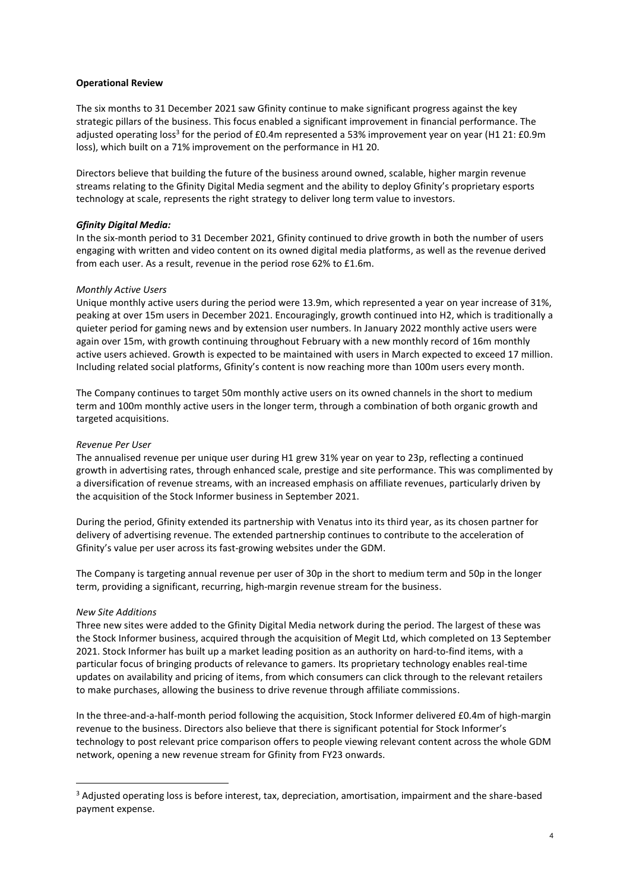**Operational Review**

The six months to 31 December 2021 saw Gfinity continue to make significant progress against the key strategic pillars of the business. This focus enabled a significant improvement in financial performance. The adjusted operating loss[3] for the period of £0.4m represented a 53% improvement year on year (H1 21: £0.9m loss), which built on a 71% improvement on the performance in H1 20.

Directors believe that building the future of the business around owned, scalable, higher margin revenue streams relating to the Gfinity Digital Media segment and the ability to deploy Gfinity's proprietary esports technology at scale, represents the right strategy to deliver long term value to investors.

***Gfinity Digital Media:***

In the six-month period to 31 December 2021, Gfinity continued to drive growth in both the number of users engaging with written and video content on its owned digital media platforms, as well as the revenue derived from each user. As a result, revenue in the period rose 62% to £1.6m.

*Monthly Active Users*

Unique monthly active users during the period were 13.9m, which represented a year on year increase of 31%, peaking at over 15m users in December 2021. Encouragingly, growth continued into H2, which is traditionally a quieter period for gaming news and by extension user numbers. In January 2022 monthly active users were again over 15m, with growth continuing throughout February with a new monthly record of 16m monthly active users achieved. Growth is expected to be maintained with users in March expected to exceed 17 million. Including related social platforms, Gfinity's content is now reaching more than 100m users every month.

The Company continues to target 50m monthly active users on its owned channels in the short to medium term and 100m monthly active users in the longer term, through a combination of both organic growth and targeted acquisitions.

*Revenue Per User*

The annualised revenue per unique user during H1 grew 31% year on year to 23p, reflecting a continued growth in advertising rates, through enhanced scale, prestige and site performance. This was complimented by a diversification of revenue streams, with an increased emphasis on affiliate revenues, particularly driven by the acquisition of the Stock Informer business in September 2021.

During the period, Gfinity extended its partnership with Venatus into its third year, as its chosen partner for delivery of advertising revenue. The extended partnership continues to contribute to the acceleration of Gfinity's value per user across its fast-growing websites under the GDM.

The Company is targeting annual revenue per user of 30p in the short to medium term and 50p in the longer term, providing a significant, recurring, high-margin revenue stream for the business.

*New Site Additions*

Three new sites were added to the Gfinity Digital Media network during the period. The largest of these was the Stock Informer business, acquired through the acquisition of Megit Ltd, which completed on 13 September 2021. Stock Informer has built up a market leading position as an authority on hard-to-find items, with a particular focus of bringing products of relevance to gamers. Its proprietary technology enables real-time updates on availability and pricing of items, from which consumers can click through to the relevant retailers to make purchases, allowing the business to drive revenue through affiliate commissions.

In the three-and-a-half-month period following the acquisition, Stock Informer delivered £0.4m of high-margin revenue to the business. Directors also believe that there is significant potential for Stock Informer's technology to post relevant price comparison offers to people viewing relevant content across the whole GDM network, opening a new revenue stream for Gfinity from FY23 onwards.

---

[3] Adjusted operating loss is before interest, tax, depreciation, amortisation, impairment and the share-based payment expense.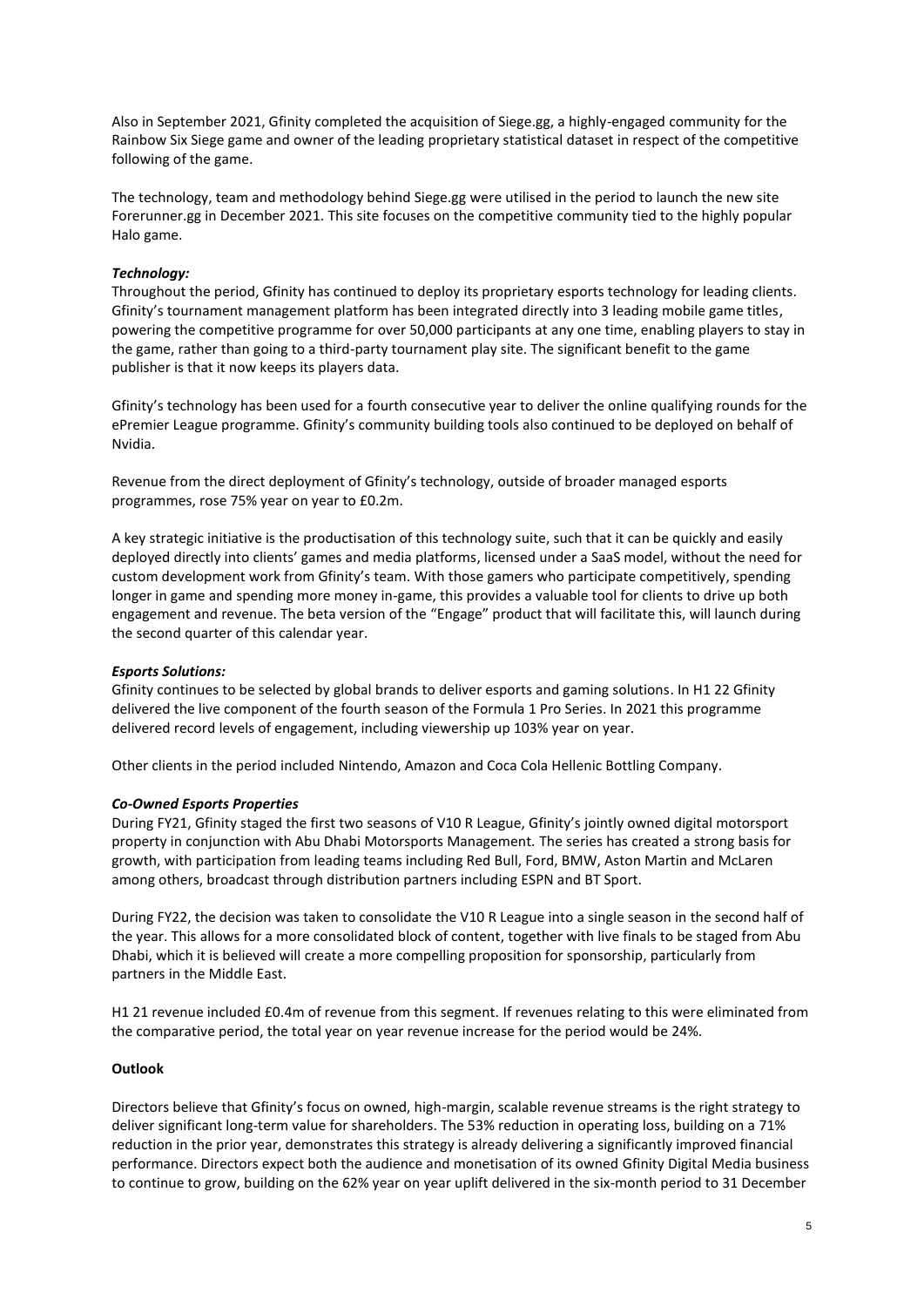Also in September 2021, Gfinity completed the acquisition of Siege.gg, a highly-engaged community for the Rainbow Six Siege game and owner of the leading proprietary statistical dataset in respect of the competitive following of the game.

The technology, team and methodology behind Siege.gg were utilised in the period to launch the new site Forerunner.gg in December 2021. This site focuses on the competitive community tied to the highly popular Halo game.

***Technology:***

Throughout the period, Gfinity has continued to deploy its proprietary esports technology for leading clients. Gfinity's tournament management platform has been integrated directly into 3 leading mobile game titles, powering the competitive programme for over 50,000 participants at any one time, enabling players to stay in the game, rather than going to a third-party tournament play site. The significant benefit to the game publisher is that it now keeps its players data.

Gfinity's technology has been used for a fourth consecutive year to deliver the online qualifying rounds for the ePremier League programme. Gfinity's community building tools also continued to be deployed on behalf of Nvidia.

Revenue from the direct deployment of Gfinity's technology, outside of broader managed esports programmes, rose 75% year on year to £0.2m.

A key strategic initiative is the productisation of this technology suite, such that it can be quickly and easily deployed directly into clients' games and media platforms, licensed under a SaaS model, without the need for custom development work from Gfinity's team. With those gamers who participate competitively, spending longer in game and spending more money in-game, this provides a valuable tool for clients to drive up both engagement and revenue. The beta version of the "Engage" product that will facilitate this, will launch during the second quarter of this calendar year.

***Esports Solutions:***

Gfinity continues to be selected by global brands to deliver esports and gaming solutions. In H1 22 Gfinity delivered the live component of the fourth season of the Formula 1 Pro Series. In 2021 this programme delivered record levels of engagement, including viewership up 103% year on year.

Other clients in the period included Nintendo, Amazon and Coca Cola Hellenic Bottling Company.

***Co-Owned Esports Properties***

During FY21, Gfinity staged the first two seasons of V10 R League, Gfinity's jointly owned digital motorsport property in conjunction with Abu Dhabi Motorsports Management. The series has created a strong basis for growth, with participation from leading teams including Red Bull, Ford, BMW, Aston Martin and McLaren among others, broadcast through distribution partners including ESPN and BT Sport.

During FY22, the decision was taken to consolidate the V10 R League into a single season in the second half of the year. This allows for a more consolidated block of content, together with live finals to be staged from Abu Dhabi, which it is believed will create a more compelling proposition for sponsorship, particularly from partners in the Middle East.

H1 21 revenue included £0.4m of revenue from this segment. If revenues relating to this were eliminated from the comparative period, the total year on year revenue increase for the period would be 24%.

**Outlook**

Directors believe that Gfinity's focus on owned, high-margin, scalable revenue streams is the right strategy to deliver significant long-term value for shareholders. The 53% reduction in operating loss, building on a 71% reduction in the prior year, demonstrates this strategy is already delivering a significantly improved financial performance. Directors expect both the audience and monetisation of its owned Gfinity Digital Media business to continue to grow, building on the 62% year on year uplift delivered in the six-month period to 31 December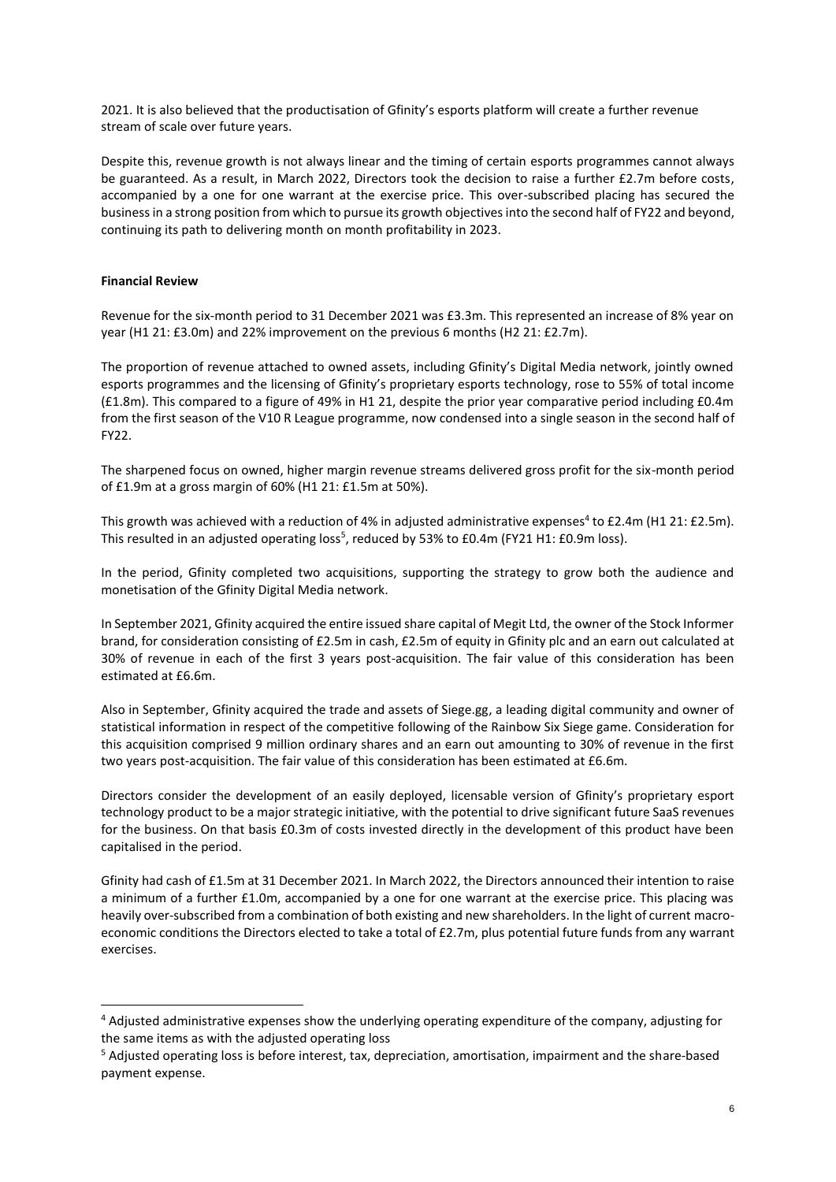2021. It is also believed that the productisation of Gfinity's esports platform will create a further revenue stream of scale over future years.

Despite this, revenue growth is not always linear and the timing of certain esports programmes cannot always be guaranteed. As a result, in March 2022, Directors took the decision to raise a further £2.7m before costs, accompanied by a one for one warrant at the exercise price. This over-subscribed placing has secured the business in a strong position from which to pursue its growth objectives into the second half of FY22 and beyond, continuing its path to delivering month on month profitability in 2023.

**Financial Review**

Revenue for the six-month period to 31 December 2021 was £3.3m. This represented an increase of 8% year on year (H1 21: £3.0m) and 22% improvement on the previous 6 months (H2 21: £2.7m).

The proportion of revenue attached to owned assets, including Gfinity's Digital Media network, jointly owned esports programmes and the licensing of Gfinity's proprietary esports technology, rose to 55% of total income (£1.8m). This compared to a figure of 49% in H1 21, despite the prior year comparative period including £0.4m from the first season of the V10 R League programme, now condensed into a single season in the second half of FY22.

The sharpened focus on owned, higher margin revenue streams delivered gross profit for the six-month period of £1.9m at a gross margin of 60% (H1 21: £1.5m at 50%).

This growth was achieved with a reduction of 4% in adjusted administrative expenses[4] to £2.4m (H1 21: £2.5m). This resulted in an adjusted operating loss[5], reduced by 53% to £0.4m (FY21 H1: £0.9m loss).

In the period, Gfinity completed two acquisitions, supporting the strategy to grow both the audience and monetisation of the Gfinity Digital Media network.

In September 2021, Gfinity acquired the entire issued share capital of Megit Ltd, the owner of the Stock Informer brand, for consideration consisting of £2.5m in cash, £2.5m of equity in Gfinity plc and an earn out calculated at 30% of revenue in each of the first 3 years post-acquisition. The fair value of this consideration has been estimated at £6.6m.

Also in September, Gfinity acquired the trade and assets of Siege.gg, a leading digital community and owner of statistical information in respect of the competitive following of the Rainbow Six Siege game. Consideration for this acquisition comprised 9 million ordinary shares and an earn out amounting to 30% of revenue in the first two years post-acquisition. The fair value of this consideration has been estimated at £6.6m.

Directors consider the development of an easily deployed, licensable version of Gfinity's proprietary esport technology product to be a major strategic initiative, with the potential to drive significant future SaaS revenues for the business. On that basis £0.3m of costs invested directly in the development of this product have been capitalised in the period.

Gfinity had cash of £1.5m at 31 December 2021. In March 2022, the Directors announced their intention to raise a minimum of a further £1.0m, accompanied by a one for one warrant at the exercise price. This placing was heavily over-subscribed from a combination of both existing and new shareholders. In the light of current macro-economic conditions the Directors elected to take a total of £2.7m, plus potential future funds from any warrant exercises.

[4] Adjusted administrative expenses show the underlying operating expenditure of the company, adjusting for the same items as with the adjusted operating loss

[5] Adjusted operating loss is before interest, tax, depreciation, amortisation, impairment and the share-based payment expense.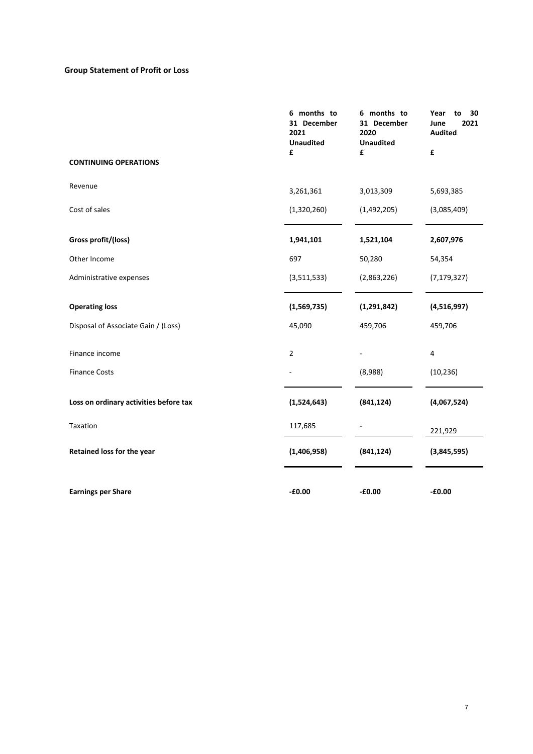## Group Statement of Profit or Loss

| | 6 months to 31 December 2021 Unaudited £ | 6 months to 31 December 2020 Unaudited £ | Year to 30 June 2021 Audited £ |
|---|---|---|---|
| **CONTINUING OPERATIONS** | | | |
| Revenue | 3,261,361 | 3,013,309 | 5,693,385 |
| Cost of sales | (1,320,260) | (1,492,205) | (3,085,409) |
| **Gross profit/(loss)** | **1,941,101** | **1,521,104** | **2,607,976** |
| Other Income | 697 | 50,280 | 54,354 |
| Administrative expenses | (3,511,533) | (2,863,226) | (7,179,327) |
| **Operating loss** | **(1,569,735)** | **(1,291,842)** | **(4,516,997)** |
| Disposal of Associate Gain / (Loss) | 45,090 | 459,706 | 459,706 |
| Finance income | 2 | - | 4 |
| Finance Costs | - | (8,988) | (10,236) |
| **Loss on ordinary activities before tax** | **(1,524,643)** | **(841,124)** | **(4,067,524)** |
| Taxation | 117,685 | - | 221,929 |
| **Retained loss for the year** | **(1,406,958)** | **(841,124)** | **(3,845,595)** |
| **Earnings per Share** | **-£0.00** | **-£0.00** | **-£0.00** |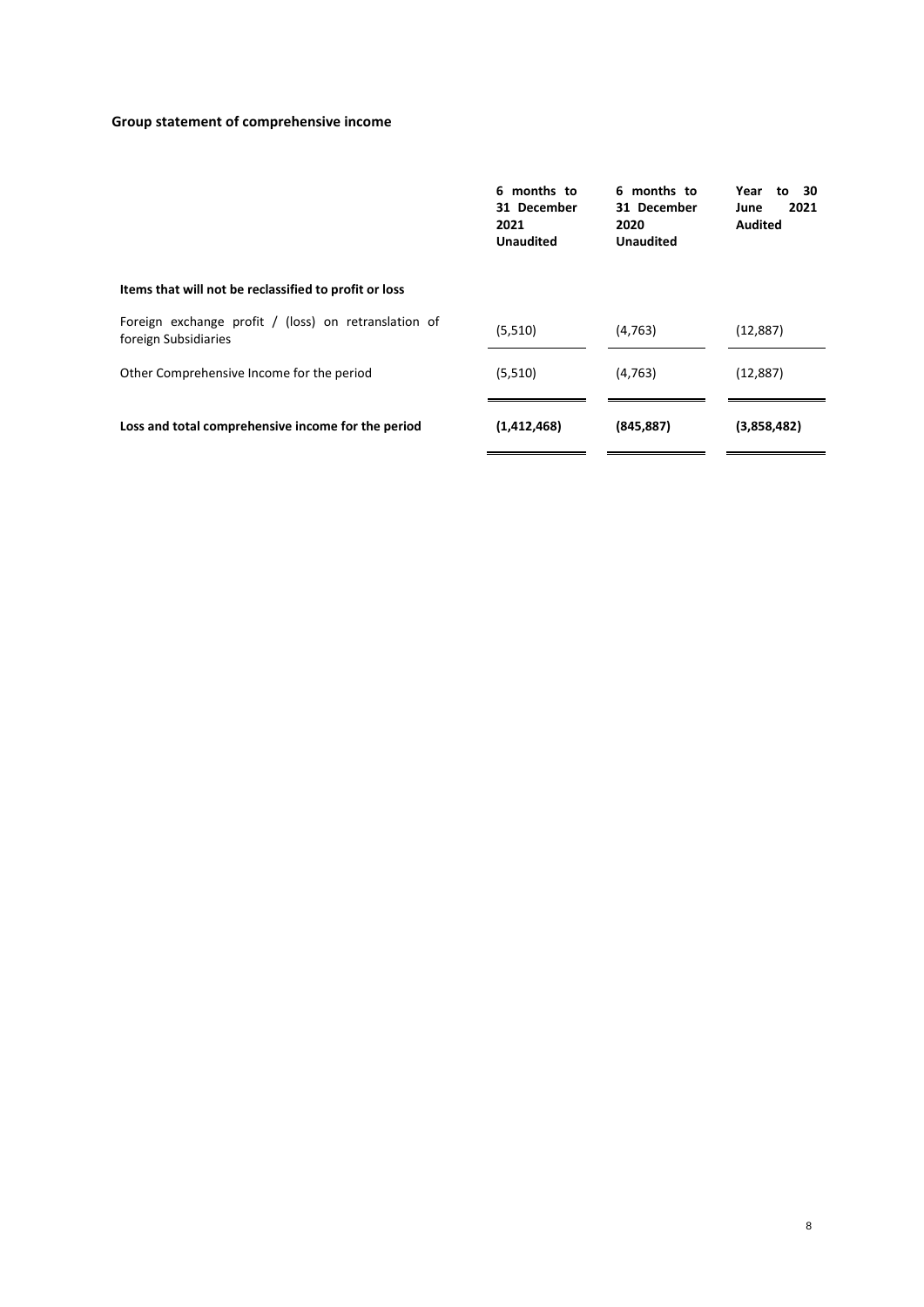## Group statement of comprehensive income

| | 6 months to 31 December 2021 Unaudited | 6 months to 31 December 2020 Unaudited | Year to 30 June 2021 Audited |
|---|---|---|---|
| **Items that will not be reclassified to profit or loss** | | | |
| Foreign exchange profit / (loss) on retranslation of foreign Subsidiaries | (5,510) | (4,763) | (12,887) |
| Other Comprehensive Income for the period | (5,510) | (4,763) | (12,887) |
| **Loss and total comprehensive income for the period** | **(1,412,468)** | **(845,887)** | **(3,858,482)** |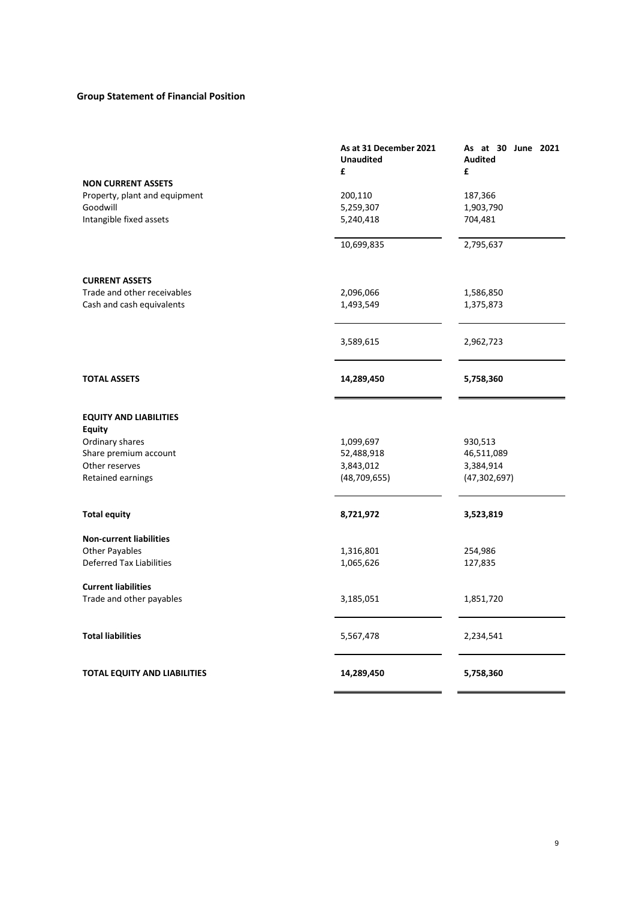## Group Statement of Financial Position

| | As at 31 December 2021 Unaudited £ | As at 30 June 2021 Audited £ |
|---|---|---|
| **NON CURRENT ASSETS** | | |
| Property, plant and equipment | 200,110 | 187,366 |
| Goodwill | 5,259,307 | 1,903,790 |
| Intangible fixed assets | 5,240,418 | 704,481 |
| | 10,699,835 | 2,795,637 |
| **CURRENT ASSETS** | | |
| Trade and other receivables | 2,096,066 | 1,586,850 |
| Cash and cash equivalents | 1,493,549 | 1,375,873 |
| | 3,589,615 | 2,962,723 |
| **TOTAL ASSETS** | **14,289,450** | **5,758,360** |
| **EQUITY AND LIABILITIES** | | |
| **Equity** | | |
| Ordinary shares | 1,099,697 | 930,513 |
| Share premium account | 52,488,918 | 46,511,089 |
| Other reserves | 3,843,012 | 3,384,914 |
| Retained earnings | (48,709,655) | (47,302,697) |
| **Total equity** | **8,721,972** | **3,523,819** |
| **Non-current liabilities** | | |
| Other Payables | 1,316,801 | 254,986 |
| Deferred Tax Liabilities | 1,065,626 | 127,835 |
| **Current liabilities** | | |
| Trade and other payables | 3,185,051 | 1,851,720 |
| **Total liabilities** | 5,567,478 | 2,234,541 |
| **TOTAL EQUITY AND LIABILITIES** | **14,289,450** | **5,758,360** |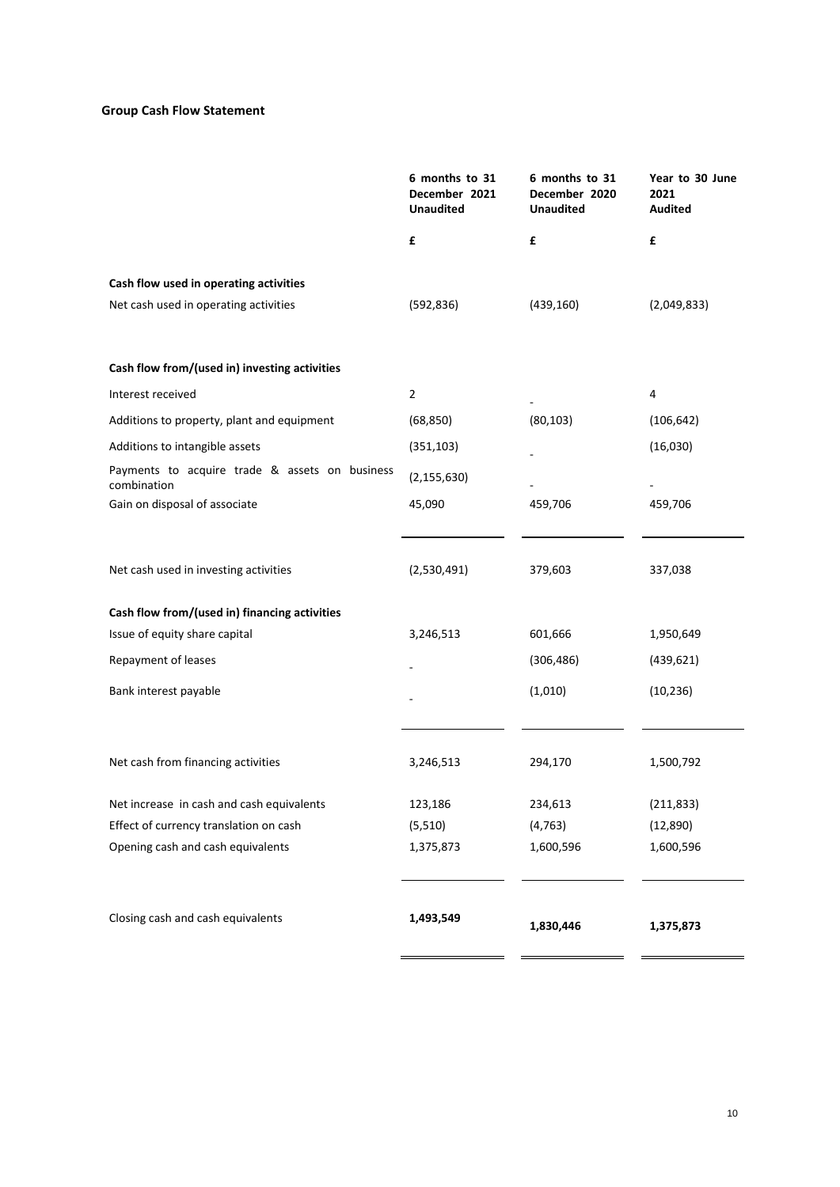### Group Cash Flow Statement

| | 6 months to 31 December 2021 Unaudited | 6 months to 31 December 2020 Unaudited | Year to 30 June 2021 Audited |
|---|---|---|---|
| | £ | £ | £ |
| **Cash flow used in operating activities** | | | |
| Net cash used in operating activities | (592,836) | (439,160) | (2,049,833) |
| **Cash flow from/(used in) investing activities** | | | |
| Interest received | 2 | - | 4 |
| Additions to property, plant and equipment | (68,850) | (80,103) | (106,642) |
| Additions to intangible assets | (351,103) | - | (16,030) |
| Payments to acquire trade & assets on business combination | (2,155,630) | - | - |
| Gain on disposal of associate | 45,090 | 459,706 | 459,706 |
| Net cash used in investing activities | (2,530,491) | 379,603 | 337,038 |
| **Cash flow from/(used in) financing activities** | | | |
| Issue of equity share capital | 3,246,513 | 601,666 | 1,950,649 |
| Repayment of leases | - | (306,486) | (439,621) |
| Bank interest payable | - | (1,010) | (10,236) |
| Net cash from financing activities | 3,246,513 | 294,170 | 1,500,792 |
| Net increase in cash and cash equivalents | 123,186 | 234,613 | (211,833) |
| Effect of currency translation on cash | (5,510) | (4,763) | (12,890) |
| Opening cash and cash equivalents | 1,375,873 | 1,600,596 | 1,600,596 |
| Closing cash and cash equivalents | **1,493,549** | **1,830,446** | **1,375,873** |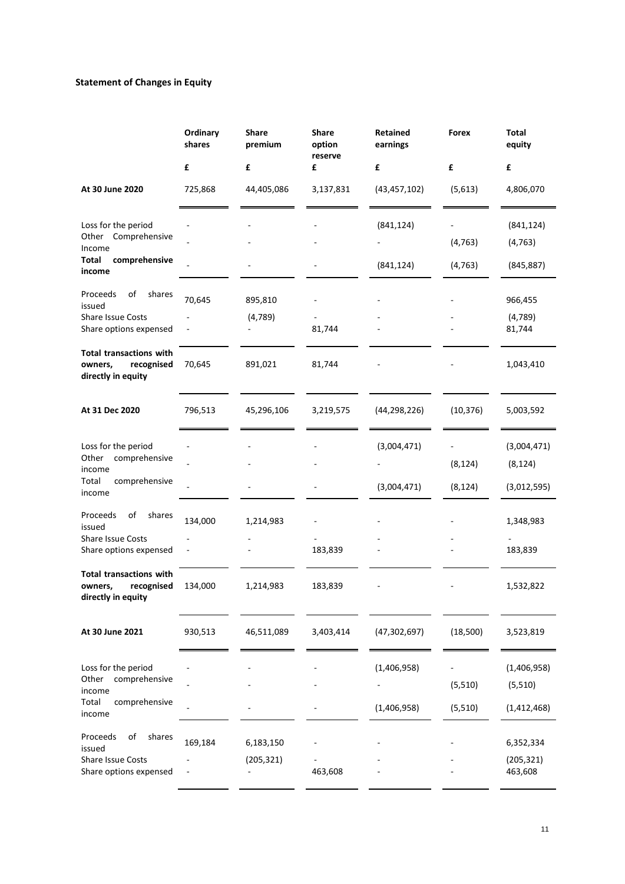## Statement of Changes in Equity

| | Ordinary shares | Share premium | Share option reserve | Retained earnings | Forex | Total equity |
|---|---|---|---|---|---|---|
| | £ | £ | £ | £ | £ | £ |
| **At 30 June 2020** | 725,868 | 44,405,086 | 3,137,831 | (43,457,102) | (5,613) | 4,806,070 |
| Loss for the period | - | - | - | (841,124) | - | (841,124) |
| Other Comprehensive Income | - | - | - | - | (4,763) | (4,763) |
| **Total comprehensive income** | - | - | - | (841,124) | (4,763) | (845,887) |
| Proceeds of shares issued | 70,645 | 895,810 | - | - | - | 966,455 |
| Share Issue Costs | - | (4,789) | - | - | - | (4,789) |
| Share options expensed | - | - | 81,744 | - | - | 81,744 |
| **Total transactions with owners, recognised directly in equity** | 70,645 | 891,021 | 81,744 | - | - | 1,043,410 |
| **At 31 Dec 2020** | 796,513 | 45,296,106 | 3,219,575 | (44,298,226) | (10,376) | 5,003,592 |
| Loss for the period | - | - | - | (3,004,471) | - | (3,004,471) |
| Other comprehensive income | - | - | - | - | (8,124) | (8,124) |
| Total comprehensive income | - | - | - | (3,004,471) | (8,124) | (3,012,595) |
| Proceeds of shares issued | 134,000 | 1,214,983 | - | - | - | 1,348,983 |
| Share Issue Costs | - | - | - | - | - | - |
| Share options expensed | - | - | 183,839 | - | - | 183,839 |
| **Total transactions with owners, recognised directly in equity** | 134,000 | 1,214,983 | 183,839 | - | - | 1,532,822 |
| **At 30 June 2021** | 930,513 | 46,511,089 | 3,403,414 | (47,302,697) | (18,500) | 3,523,819 |
| Loss for the period | - | - | - | (1,406,958) | - | (1,406,958) |
| Other comprehensive income | - | - | - | - | (5,510) | (5,510) |
| Total comprehensive income | - | - | - | (1,406,958) | (5,510) | (1,412,468) |
| Proceeds of shares issued | 169,184 | 6,183,150 | - | - | - | 6,352,334 |
| Share Issue Costs | - | (205,321) | - | - | - | (205,321) |
| Share options expensed | - | - | 463,608 | - | - | 463,608 |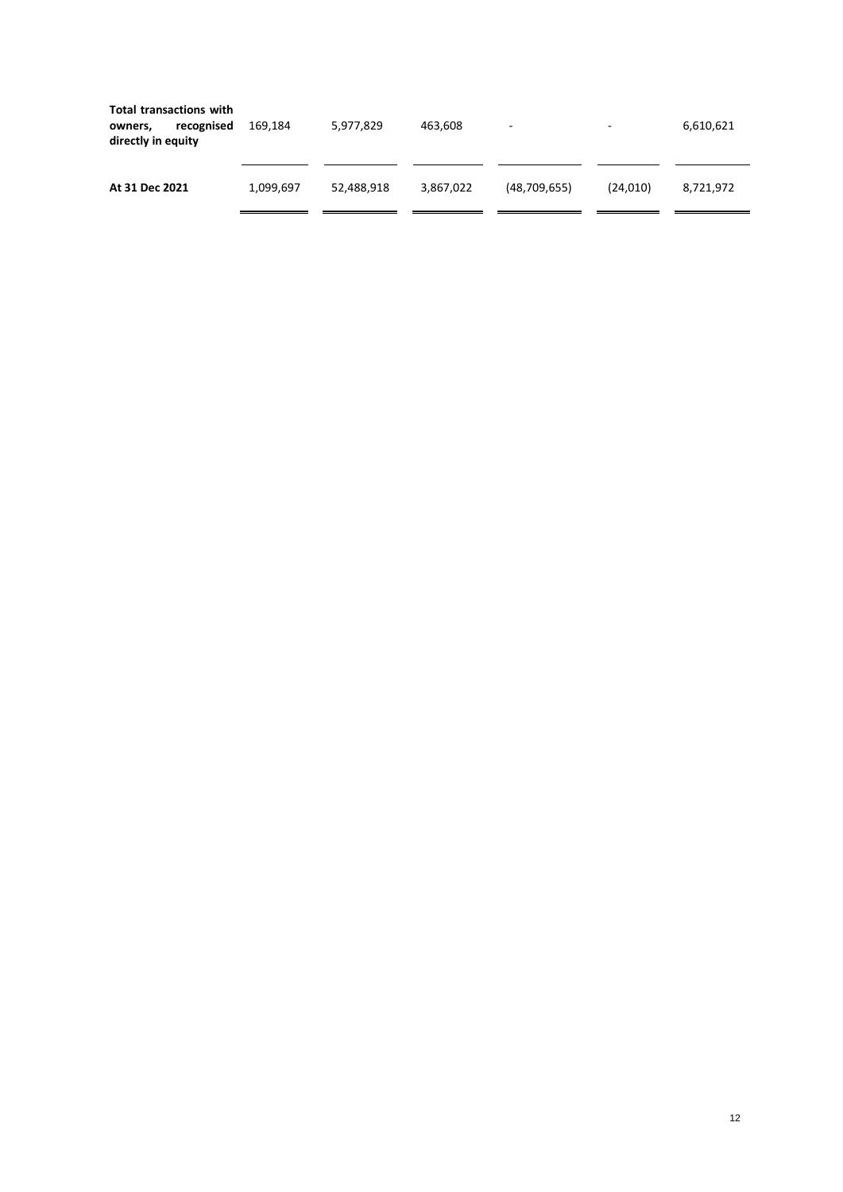| | | | | | | |
|---|---|---|---|---|---|---|
| **Total transactions with owners, recognised directly in equity** | 169,184 | 5,977,829 | 463,608 | - | - | 6,610,621 |
| **At 31 Dec 2021** | 1,099,697 | 52,488,918 | 3,867,022 | (48,709,655) | (24,010) | 8,721,972 |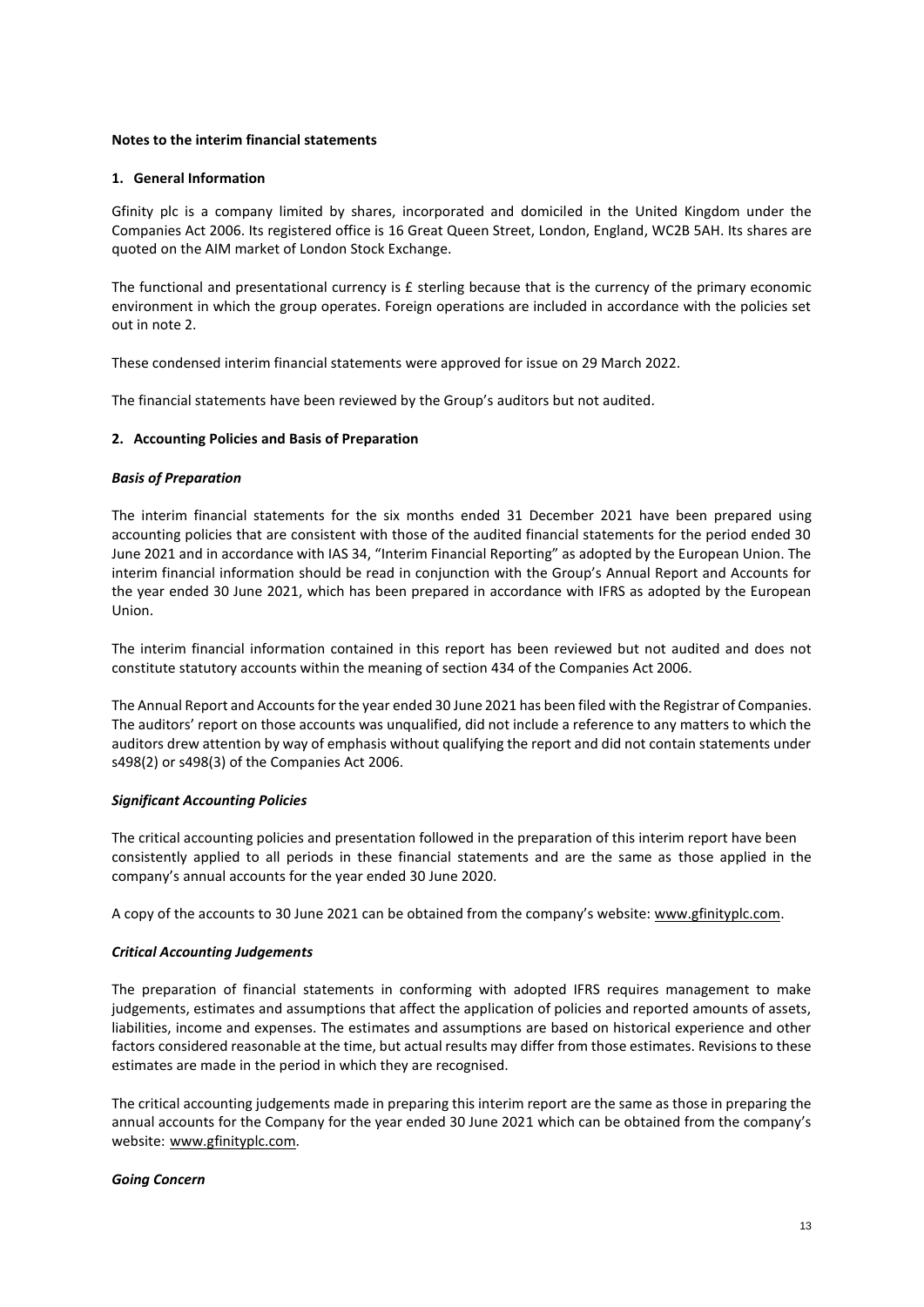**Notes to the interim financial statements**

## 1. General Information

Gfinity plc is a company limited by shares, incorporated and domiciled in the United Kingdom under the Companies Act 2006. Its registered office is 16 Great Queen Street, London, England, WC2B 5AH. Its shares are quoted on the AIM market of London Stock Exchange.

The functional and presentational currency is £ sterling because that is the currency of the primary economic environment in which the group operates. Foreign operations are included in accordance with the policies set out in note 2.

These condensed interim financial statements were approved for issue on 29 March 2022.

The financial statements have been reviewed by the Group's auditors but not audited.

## 2. Accounting Policies and Basis of Preparation

### *Basis of Preparation*

The interim financial statements for the six months ended 31 December 2021 have been prepared using accounting policies that are consistent with those of the audited financial statements for the period ended 30 June 2021 and in accordance with IAS 34, "Interim Financial Reporting" as adopted by the European Union. The interim financial information should be read in conjunction with the Group's Annual Report and Accounts for the year ended 30 June 2021, which has been prepared in accordance with IFRS as adopted by the European Union.

The interim financial information contained in this report has been reviewed but not audited and does not constitute statutory accounts within the meaning of section 434 of the Companies Act 2006.

The Annual Report and Accounts for the year ended 30 June 2021 has been filed with the Registrar of Companies. The auditors' report on those accounts was unqualified, did not include a reference to any matters to which the auditors drew attention by way of emphasis without qualifying the report and did not contain statements under s498(2) or s498(3) of the Companies Act 2006.

### *Significant Accounting Policies*

The critical accounting policies and presentation followed in the preparation of this interim report have been consistently applied to all periods in these financial statements and are the same as those applied in the company's annual accounts for the year ended 30 June 2020.

A copy of the accounts to 30 June 2021 can be obtained from the company's website: www.gfinityplc.com.

### *Critical Accounting Judgements*

The preparation of financial statements in conforming with adopted IFRS requires management to make judgements, estimates and assumptions that affect the application of policies and reported amounts of assets, liabilities, income and expenses. The estimates and assumptions are based on historical experience and other factors considered reasonable at the time, but actual results may differ from those estimates. Revisions to these estimates are made in the period in which they are recognised.

The critical accounting judgements made in preparing this interim report are the same as those in preparing the annual accounts for the Company for the year ended 30 June 2021 which can be obtained from the company's website: www.gfinityplc.com.

### *Going Concern*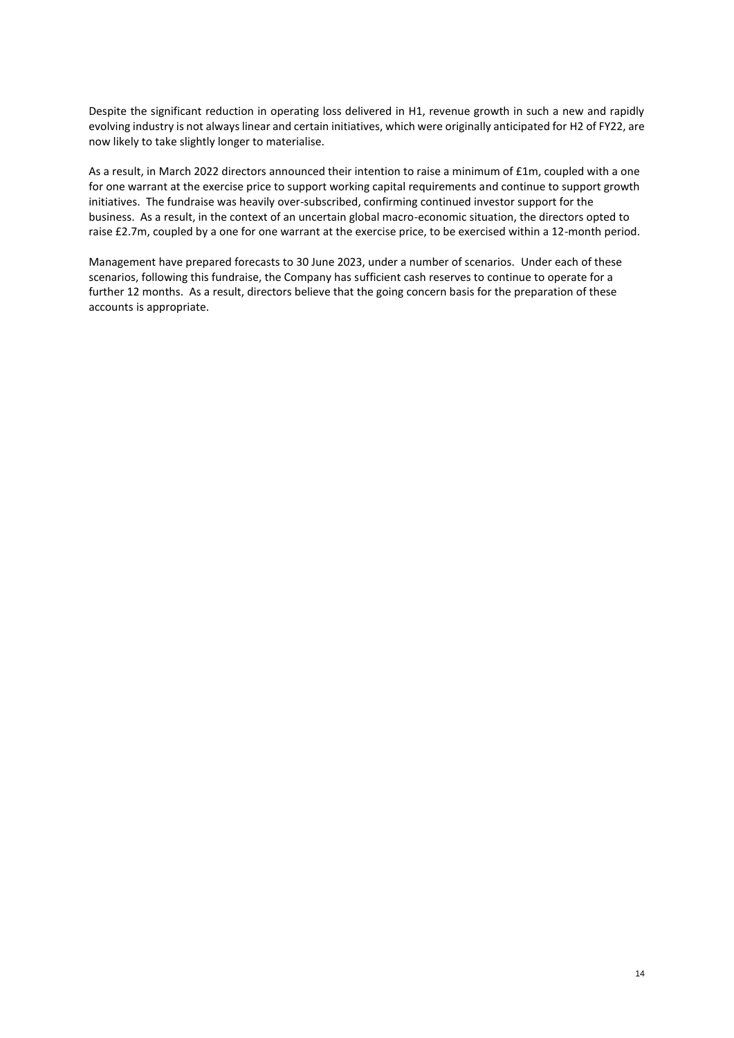Despite the significant reduction in operating loss delivered in H1, revenue growth in such a new and rapidly evolving industry is not always linear and certain initiatives, which were originally anticipated for H2 of FY22, are now likely to take slightly longer to materialise.

As a result, in March 2022 directors announced their intention to raise a minimum of £1m, coupled with a one for one warrant at the exercise price to support working capital requirements and continue to support growth initiatives. The fundraise was heavily over-subscribed, confirming continued investor support for the business. As a result, in the context of an uncertain global macro-economic situation, the directors opted to raise £2.7m, coupled by a one for one warrant at the exercise price, to be exercised within a 12-month period.

Management have prepared forecasts to 30 June 2023, under a number of scenarios. Under each of these scenarios, following this fundraise, the Company has sufficient cash reserves to continue to operate for a further 12 months. As a result, directors believe that the going concern basis for the preparation of these accounts is appropriate.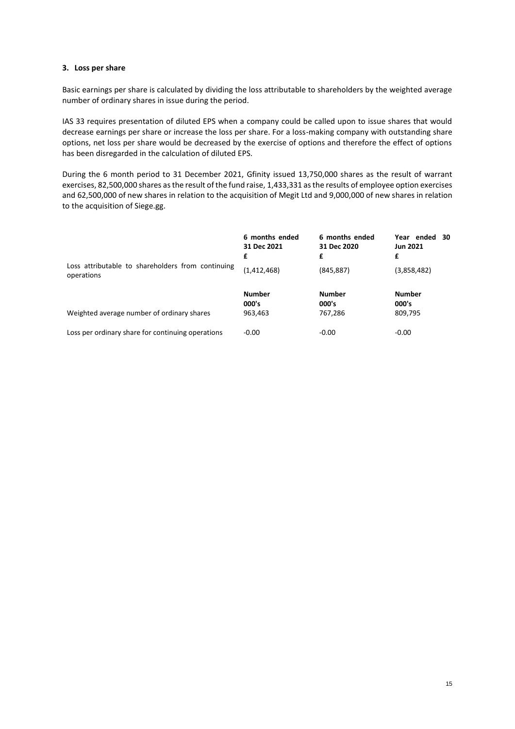### 3. Loss per share

Basic earnings per share is calculated by dividing the loss attributable to shareholders by the weighted average number of ordinary shares in issue during the period.

IAS 33 requires presentation of diluted EPS when a company could be called upon to issue shares that would decrease earnings per share or increase the loss per share. For a loss-making company with outstanding share options, net loss per share would be decreased by the exercise of options and therefore the effect of options has been disregarded in the calculation of diluted EPS.

During the 6 month period to 31 December 2021, Gfinity issued 13,750,000 shares as the result of warrant exercises, 82,500,000 shares as the result of the fund raise, 1,433,331 as the results of employee option exercises and 62,500,000 of new shares in relation to the acquisition of Megit Ltd and 9,000,000 of new shares in relation to the acquisition of Siege.gg.

| | 6 months ended 31 Dec 2021 | 6 months ended 31 Dec 2020 | Year ended 30 Jun 2021 |
|---|---|---|---|
| | **£** | **£** | **£** |
| Loss attributable to shareholders from continuing operations | (1,412,468) | (845,887) | (3,858,482) |
| | **Number 000's** | **Number 000's** | **Number 000's** |
| Weighted average number of ordinary shares | 963,463 | 767,286 | 809,795 |
| Loss per ordinary share for continuing operations | -0.00 | -0.00 | -0.00 |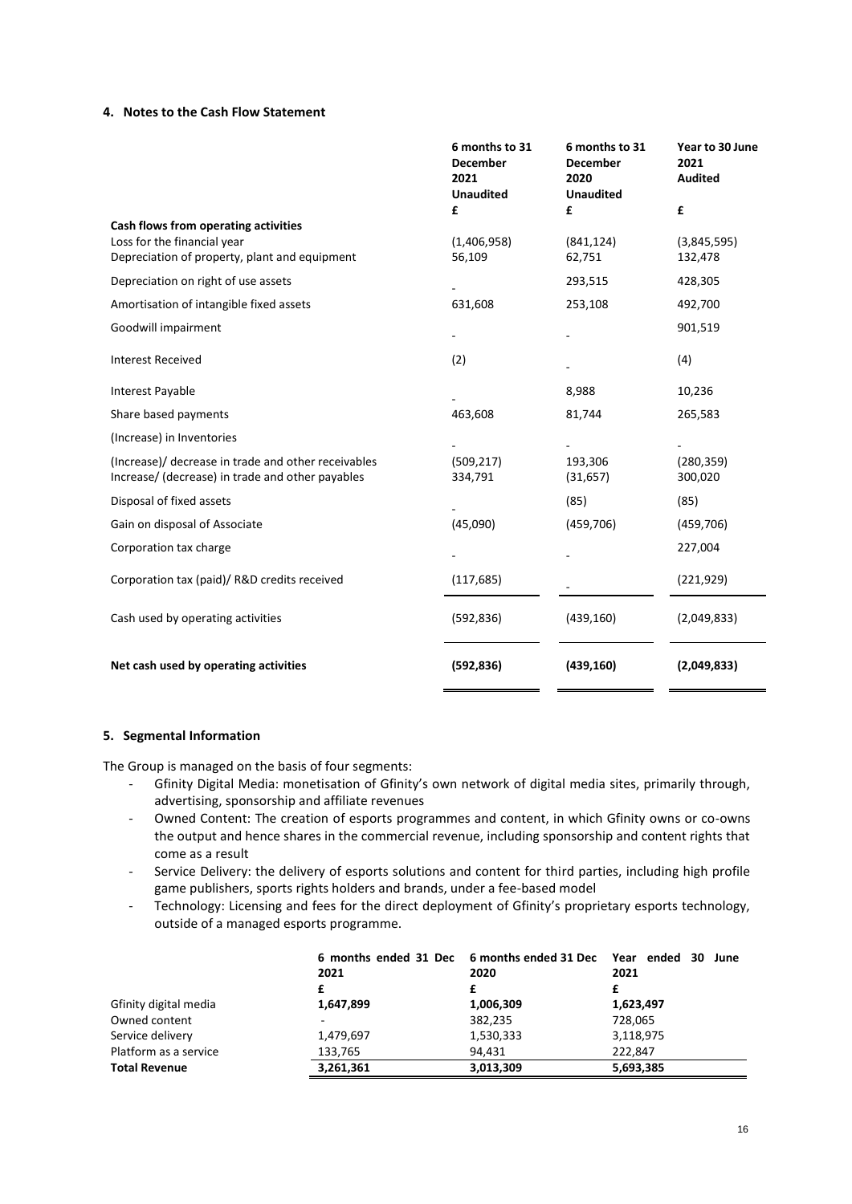### 4. Notes to the Cash Flow Statement

| | 6 months to 31 December 2021 Unaudited | 6 months to 31 December 2020 Unaudited | Year to 30 June 2021 Audited |
|---|---|---|---|
| | £ | £ | £ |
| **Cash flows from operating activities** | | | |
| Loss for the financial year | (1,406,958) | (841,124) | (3,845,595) |
| Depreciation of property, plant and equipment | 56,109 | 62,751 | 132,478 |
| Depreciation on right of use assets | - | 293,515 | 428,305 |
| Amortisation of intangible fixed assets | 631,608 | 253,108 | 492,700 |
| Goodwill impairment | - | - | 901,519 |
| Interest Received | (2) | - | (4) |
| Interest Payable | - | 8,988 | 10,236 |
| Share based payments | 463,608 | 81,744 | 265,583 |
| (Increase) in Inventories | - | - | - |
| (Increase)/ decrease in trade and other receivables | (509,217) | 193,306 | (280,359) |
| Increase/ (decrease) in trade and other payables | 334,791 | (31,657) | 300,020 |
| Disposal of fixed assets | - | (85) | (85) |
| Gain on disposal of Associate | (45,090) | (459,706) | (459,706) |
| Corporation tax charge | - | - | 227,004 |
| Corporation tax (paid)/ R&D credits received | (117,685) | - | (221,929) |
| Cash used by operating activities | (592,836) | (439,160) | (2,049,833) |
| **Net cash used by operating activities** | **(592,836)** | **(439,160)** | **(2,049,833)** |

### 5. Segmental Information

The Group is managed on the basis of four segments:

- Gfinity Digital Media: monetisation of Gfinity's own network of digital media sites, primarily through, advertising, sponsorship and affiliate revenues
- Owned Content: The creation of esports programmes and content, in which Gfinity owns or co-owns the output and hence shares in the commercial revenue, including sponsorship and content rights that come as a result
- Service Delivery: the delivery of esports solutions and content for third parties, including high profile game publishers, sports rights holders and brands, under a fee-based model
- Technology: Licensing and fees for the direct deployment of Gfinity's proprietary esports technology, outside of a managed esports programme.

| | 6 months ended 31 Dec 2021 | 6 months ended 31 Dec 2020 | Year ended 30 June 2021 |
|---|---|---|---|
| | £ | £ | £ |
| Gfinity digital media | **1,647,899** | 1,006,309 | 1,623,497 |
| Owned content | - | 382,235 | 728,065 |
| Service delivery | 1,479,697 | 1,530,333 | 3,118,975 |
| Platform as a service | 133,765 | 94,431 | 222,847 |
| **Total Revenue** | **3,261,361** | **3,013,309** | **5,693,385** |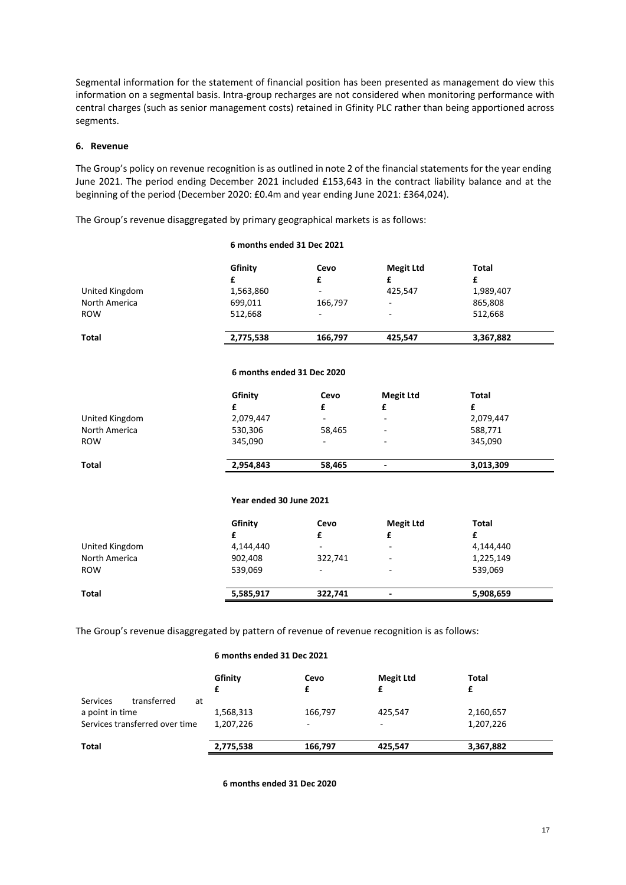Segmental information for the statement of financial position has been presented as management do view this information on a segmental basis. Intra-group recharges are not considered when monitoring performance with central charges (such as senior management costs) retained in Gfinity PLC rather than being apportioned across segments.

## 6. Revenue

The Group's policy on revenue recognition is as outlined in note 2 of the financial statements for the year ending June 2021. The period ending December 2021 included £153,643 in the contract liability balance and at the beginning of the period (December 2020: £0.4m and year ending June 2021: £364,024).

The Group's revenue disaggregated by primary geographical markets is as follows:

**6 months ended 31 Dec 2021**

| | Gfinity | Cevo | Megit Ltd | Total |
|---|---|---|---|---|
| | £ | £ | £ | £ |
| United Kingdom | 1,563,860 | - | 425,547 | 1,989,407 |
| North America | 699,011 | 166,797 | - | 865,808 |
| ROW | 512,668 | - | - | 512,668 |
| **Total** | **2,775,538** | **166,797** | **425,547** | **3,367,882** |

**6 months ended 31 Dec 2020**

| | Gfinity | Cevo | Megit Ltd | Total |
|---|---|---|---|---|
| | £ | £ | £ | £ |
| United Kingdom | 2,079,447 | - | - | 2,079,447 |
| North America | 530,306 | 58,465 | - | 588,771 |
| ROW | 345,090 | - | - | 345,090 |
| **Total** | **2,954,843** | **58,465** | **-** | **3,013,309** |

**Year ended 30 June 2021**

| | Gfinity | Cevo | Megit Ltd | Total |
|---|---|---|---|---|
| | £ | £ | £ | £ |
| United Kingdom | 4,144,440 | - | - | 4,144,440 |
| North America | 902,408 | 322,741 | - | 1,225,149 |
| ROW | 539,069 | - | - | 539,069 |
| **Total** | **5,585,917** | **322,741** | **-** | **5,908,659** |

The Group's revenue disaggregated by pattern of revenue of revenue recognition is as follows:

**6 months ended 31 Dec 2021**

| | Gfinity | Cevo | Megit Ltd | Total |
|---|---|---|---|---|
| | £ | £ | £ | £ |
| Services transferred at a point in time | 1,568,313 | 166,797 | 425,547 | 2,160,657 |
| Services transferred over time | 1,207,226 | - | - | 1,207,226 |
| **Total** | **2,775,538** | **166,797** | **425,547** | **3,367,882** |

**6 months ended 31 Dec 2020**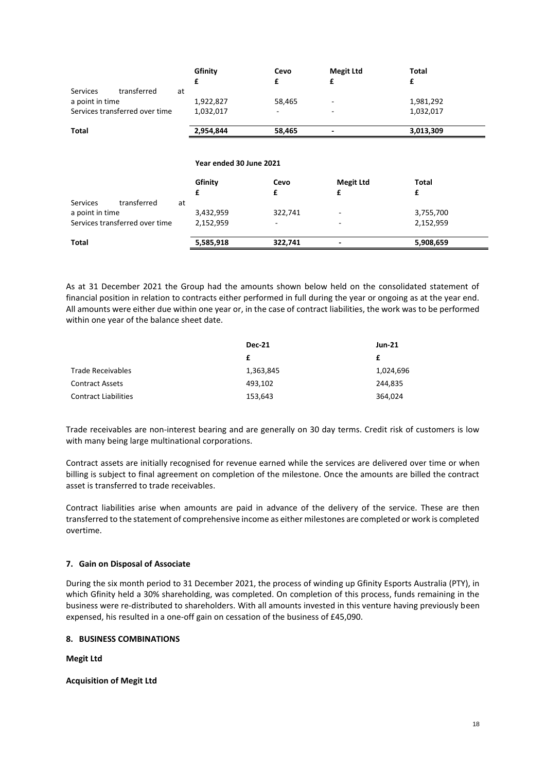| | Gfinity | Cevo | Megit Ltd | Total |
|---|---|---|---|---|
| | £ | £ | £ | £ |
| Services transferred at a point in time | 1,922,827 | 58,465 | - | 1,981,292 |
| Services transferred over time | 1,032,017 | - | - | 1,032,017 |
| **Total** | **2,954,844** | **58,465** | **-** | **3,013,309** |

**Year ended 30 June 2021**

| | Gfinity | Cevo | Megit Ltd | Total |
|---|---|---|---|---|
| | £ | £ | £ | £ |
| Services transferred at a point in time | 3,432,959 | 322,741 | - | 3,755,700 |
| Services transferred over time | 2,152,959 | - | - | 2,152,959 |
| **Total** | **5,585,918** | **322,741** | **-** | **5,908,659** |

As at 31 December 2021 the Group had the amounts shown below held on the consolidated statement of financial position in relation to contracts either performed in full during the year or ongoing as at the year end. All amounts were either due within one year or, in the case of contract liabilities, the work was to be performed within one year of the balance sheet date.

| | Dec-21 | Jun-21 |
|---|---|---|
| | £ | £ |
| Trade Receivables | 1,363,845 | 1,024,696 |
| Contract Assets | 493,102 | 244,835 |
| Contract Liabilities | 153,643 | 364,024 |

Trade receivables are non-interest bearing and are generally on 30 day terms. Credit risk of customers is low with many being large multinational corporations.

Contract assets are initially recognised for revenue earned while the services are delivered over time or when billing is subject to final agreement on completion of the milestone. Once the amounts are billed the contract asset is transferred to trade receivables.

Contract liabilities arise when amounts are paid in advance of the delivery of the service. These are then transferred to the statement of comprehensive income as either milestones are completed or work is completed overtime.

### 7. Gain on Disposal of Associate

During the six month period to 31 December 2021, the process of winding up Gfinity Esports Australia (PTY), in which Gfinity held a 30% shareholding, was completed. On completion of this process, funds remaining in the business were re-distributed to shareholders. With all amounts invested in this venture having previously been expensed, his resulted in a one-off gain on cessation of the business of £45,090.

### 8. BUSINESS COMBINATIONS

**Megit Ltd**

**Acquisition of Megit Ltd**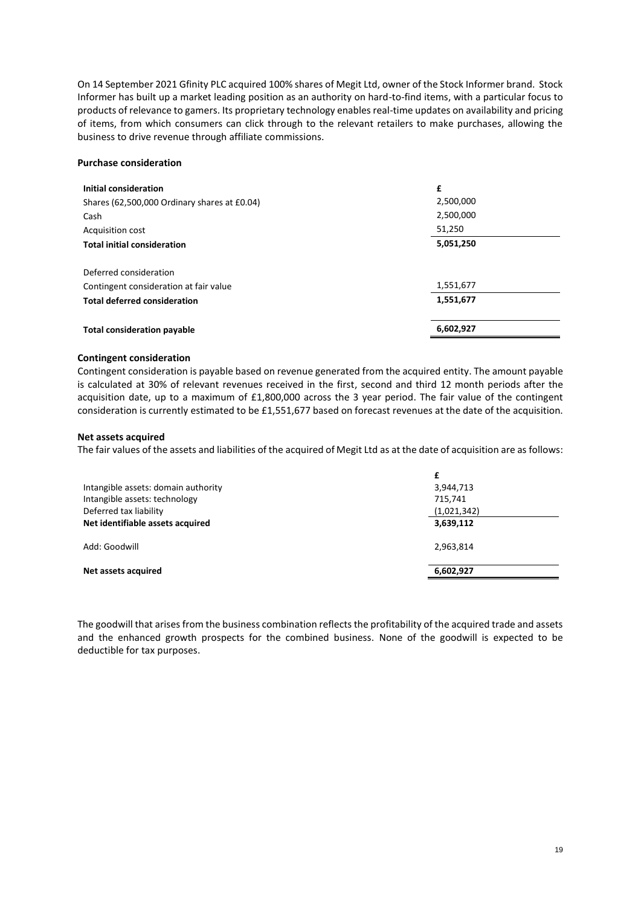On 14 September 2021 Gfinity PLC acquired 100% shares of Megit Ltd, owner of the Stock Informer brand. Stock Informer has built up a market leading position as an authority on hard-to-find items, with a particular focus to products of relevance to gamers. Its proprietary technology enables real-time updates on availability and pricing of items, from which consumers can click through to the relevant retailers to make purchases, allowing the business to drive revenue through affiliate commissions.

**Purchase consideration**

| **Initial consideration** | **£** |
| --- | --- |
| Shares (62,500,000 Ordinary shares at £0.04) | 2,500,000 |
| Cash | 2,500,000 |
| Acquisition cost | 51,250 |
| **Total initial consideration** | **5,051,250** |
| | |
| Deferred consideration | |
| Contingent consideration at fair value | 1,551,677 |
| **Total deferred consideration** | **1,551,677** |
| | |
| **Total consideration payable** | **6,602,927** |

**Contingent consideration**

Contingent consideration is payable based on revenue generated from the acquired entity. The amount payable is calculated at 30% of relevant revenues received in the first, second and third 12 month periods after the acquisition date, up to a maximum of £1,800,000 across the 3 year period. The fair value of the contingent consideration is currently estimated to be £1,551,677 based on forecast revenues at the date of the acquisition.

**Net assets acquired**

The fair values of the assets and liabilities of the acquired of Megit Ltd as at the date of acquisition are as follows:

| | £ |
| --- | --- |
| Intangible assets: domain authority | 3,944,713 |
| Intangible assets: technology | 715,741 |
| Deferred tax liability | (1,021,342) |
| **Net identifiable assets acquired** | **3,639,112** |
| | |
| Add: Goodwill | 2,963,814 |
| | |
| **Net assets acquired** | **6,602,927** |

The goodwill that arises from the business combination reflects the profitability of the acquired trade and assets and the enhanced growth prospects for the combined business. None of the goodwill is expected to be deductible for tax purposes.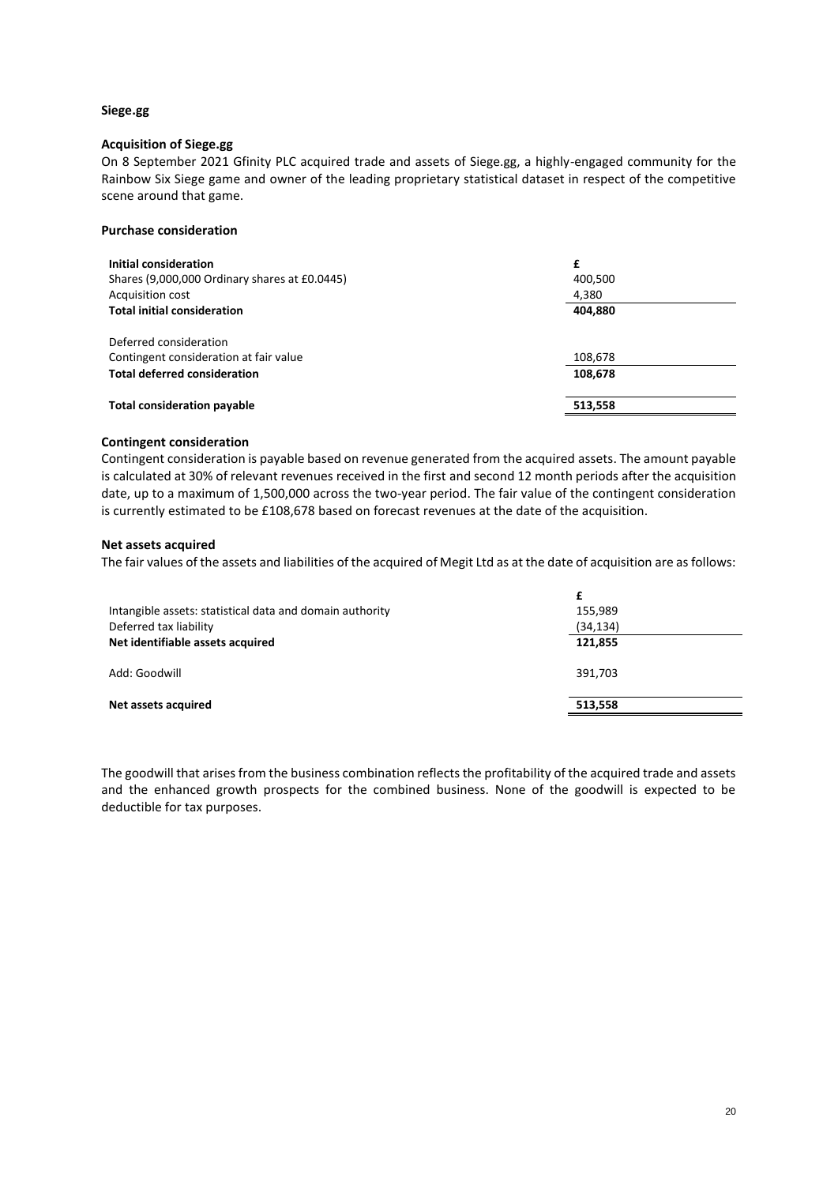**Siege.gg**

**Acquisition of Siege.gg**

On 8 September 2021 Gfinity PLC acquired trade and assets of Siege.gg, a highly-engaged community for the Rainbow Six Siege game and owner of the leading proprietary statistical dataset in respect of the competitive scene around that game.

**Purchase consideration**

| | |
|---|---|
| **Initial consideration** | **£** |
| Shares (9,000,000 Ordinary shares at £0.0445) | 400,500 |
| Acquisition cost | 4,380 |
| **Total initial consideration** | **404,880** |
| Deferred consideration | |
| Contingent consideration at fair value | 108,678 |
| **Total deferred consideration** | **108,678** |
| **Total consideration payable** | **513,558** |

**Contingent consideration**

Contingent consideration is payable based on revenue generated from the acquired assets. The amount payable is calculated at 30% of relevant revenues received in the first and second 12 month periods after the acquisition date, up to a maximum of 1,500,000 across the two-year period. The fair value of the contingent consideration is currently estimated to be £108,678 based on forecast revenues at the date of the acquisition.

**Net assets acquired**

The fair values of the assets and liabilities of the acquired of Megit Ltd as at the date of acquisition are as follows:

| | |
|---|---|
| | **£** |
| Intangible assets: statistical data and domain authority | 155,989 |
| Deferred tax liability | (34,134) |
| **Net identifiable assets acquired** | **121,855** |
| Add: Goodwill | 391,703 |
| **Net assets acquired** | **513,558** |

The goodwill that arises from the business combination reflects the profitability of the acquired trade and assets and the enhanced growth prospects for the combined business. None of the goodwill is expected to be deductible for tax purposes.